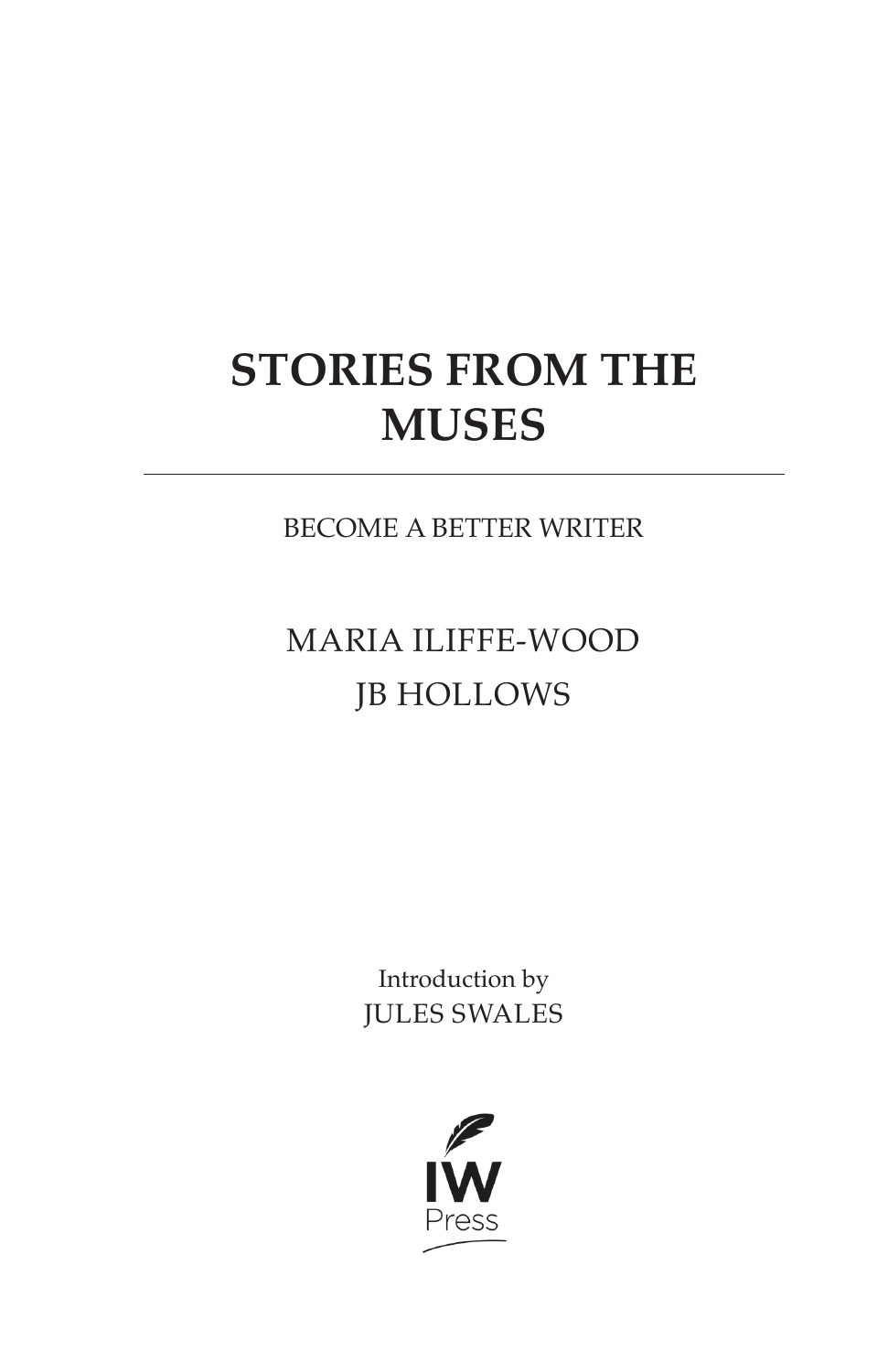# STORIES FROM THE MUSES

---

BECOME A BETTER WRITER

MARIA ILIFFE-WOOD

JB HOLLOWS

Introduction by
JULES SWALES

IW
Press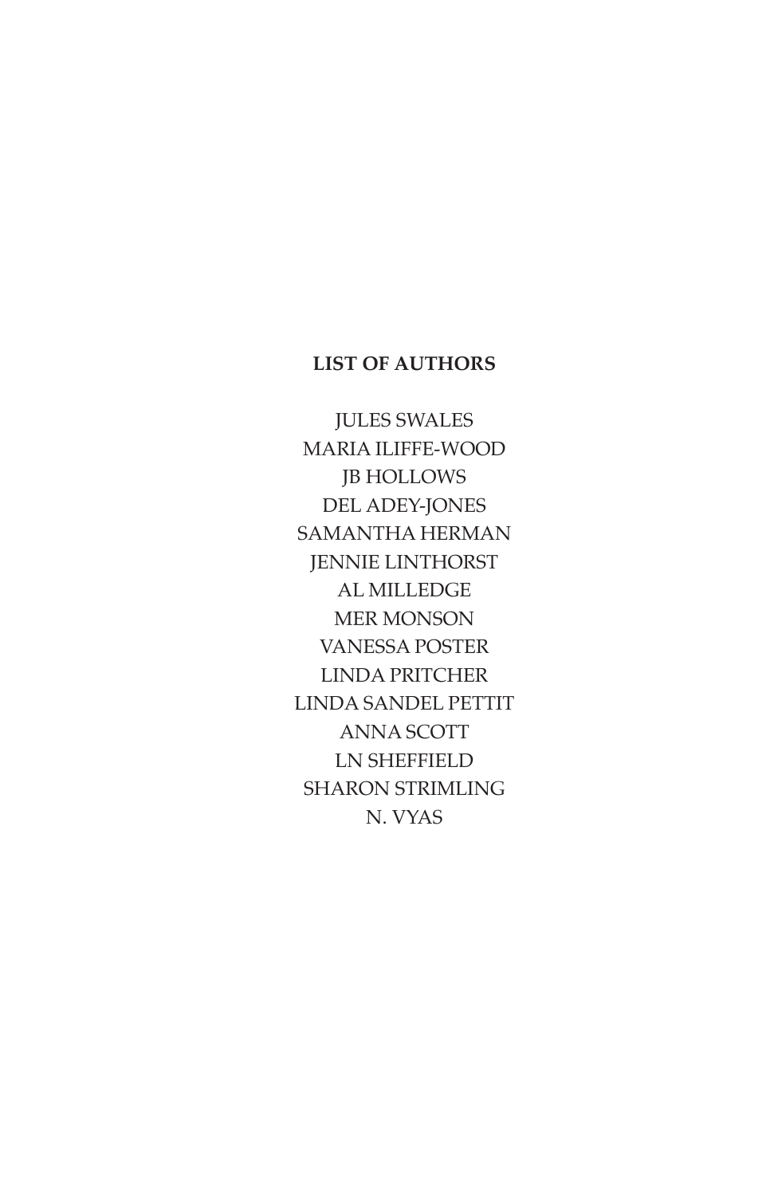**LIST OF AUTHORS**

JULES SWALES
MARIA ILIFFE-WOOD
JB HOLLOWS
DEL ADEY-JONES
SAMANTHA HERMAN
JENNIE LINTHORST
AL MILLEDGE
MER MONSON
VANESSA POSTER
LINDA PRITCHER
LINDA SANDEL PETTIT
ANNA SCOTT
LN SHEFFIELD
SHARON STRIMLING
N. VYAS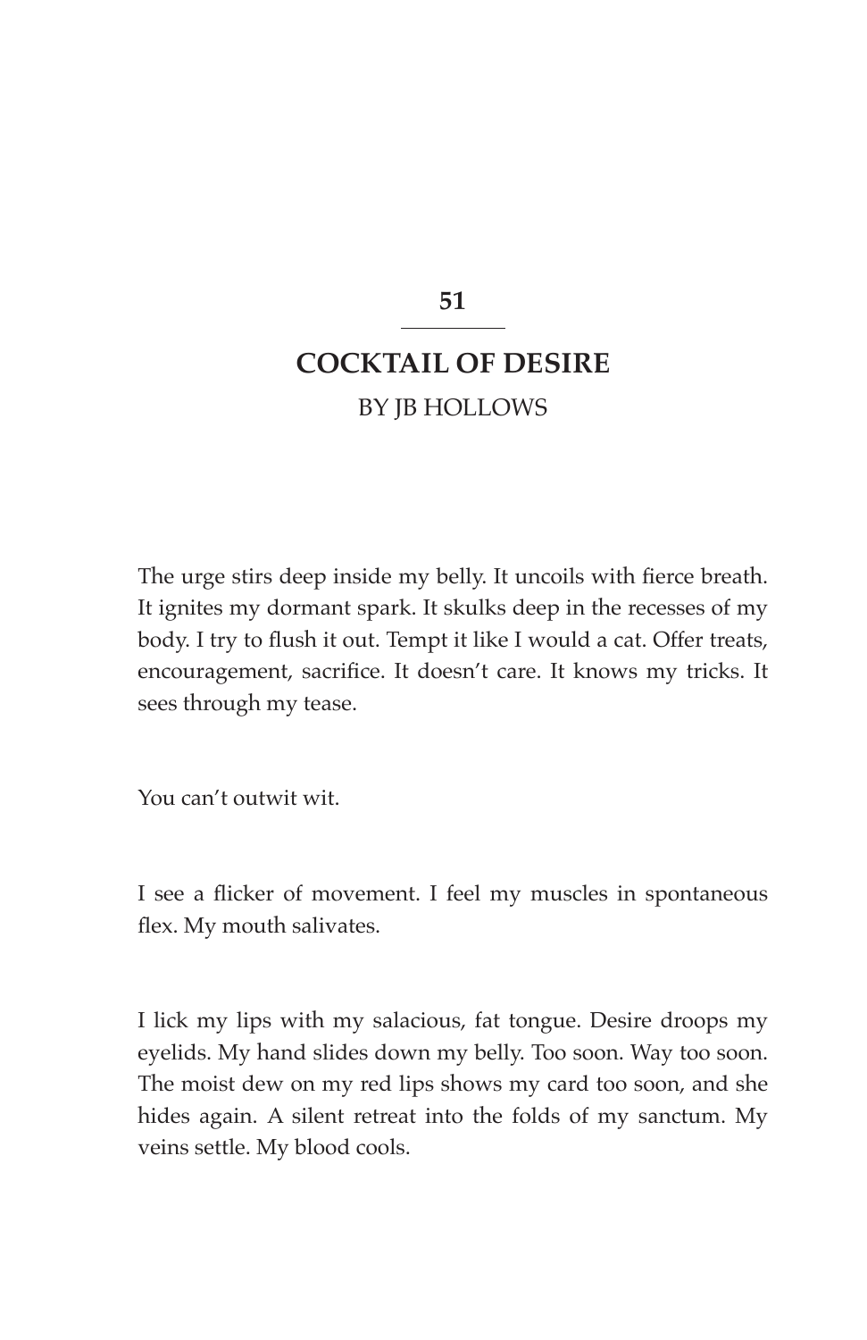## 51

# COCKTAIL OF DESIRE

BY JB HOLLOWS

The urge stirs deep inside my belly. It uncoils with fierce breath. It ignites my dormant spark. It skulks deep in the recesses of my body. I try to flush it out. Tempt it like I would a cat. Offer treats, encouragement, sacrifice. It doesn't care. It knows my tricks. It sees through my tease.

You can't outwit wit.

I see a flicker of movement. I feel my muscles in spontaneous flex. My mouth salivates.

I lick my lips with my salacious, fat tongue. Desire droops my eyelids. My hand slides down my belly. Too soon. Way too soon. The moist dew on my red lips shows my card too soon, and she hides again. A silent retreat into the folds of my sanctum. My veins settle. My blood cools.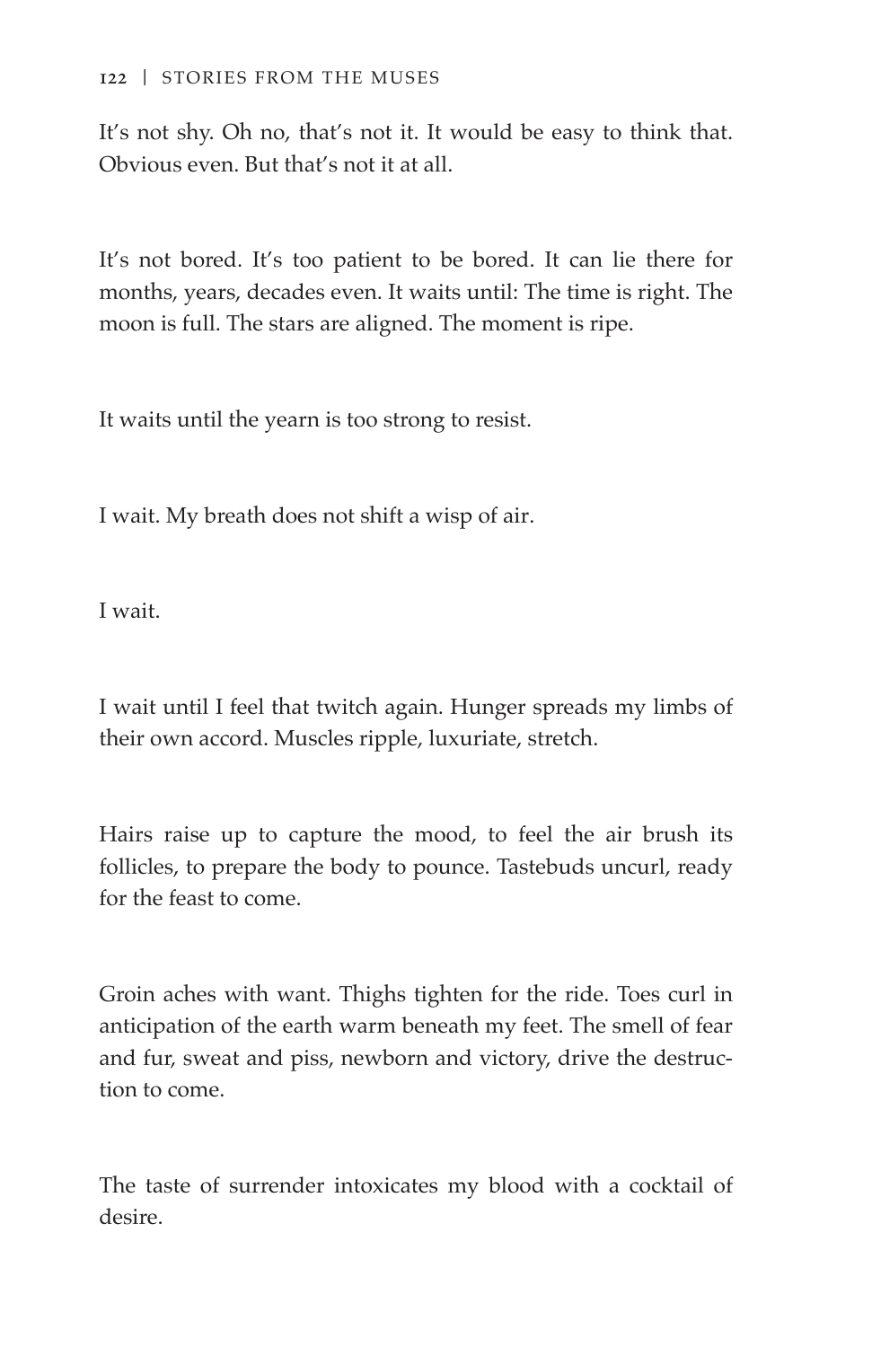It's not shy. Oh no, that's not it. It would be easy to think that. Obvious even. But that's not it at all.

It's not bored. It's too patient to be bored. It can lie there for months, years, decades even. It waits until: The time is right. The moon is full. The stars are aligned. The moment is ripe.

It waits until the yearn is too strong to resist.

I wait. My breath does not shift a wisp of air.

I wait.

I wait until I feel that twitch again. Hunger spreads my limbs of their own accord. Muscles ripple, luxuriate, stretch.

Hairs raise up to capture the mood, to feel the air brush its follicles, to prepare the body to pounce. Tastebuds uncurl, ready for the feast to come.

Groin aches with want. Thighs tighten for the ride. Toes curl in anticipation of the earth warm beneath my feet. The smell of fear and fur, sweat and piss, newborn and victory, drive the destruction to come.

The taste of surrender intoxicates my blood with a cocktail of desire.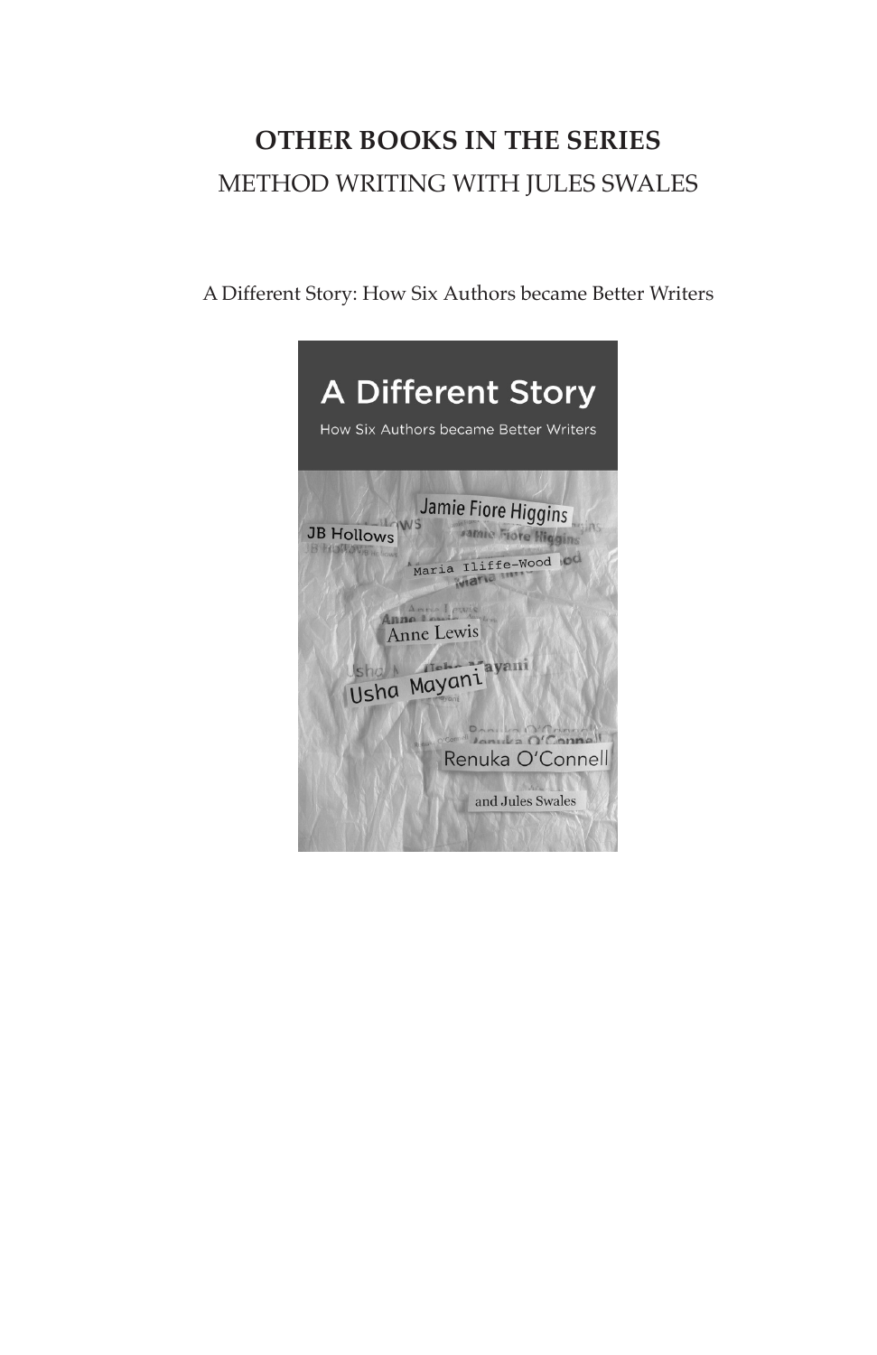**OTHER BOOKS IN THE SERIES**

METHOD WRITING WITH JULES SWALES

A Different Story: How Six Authors became Better Writers